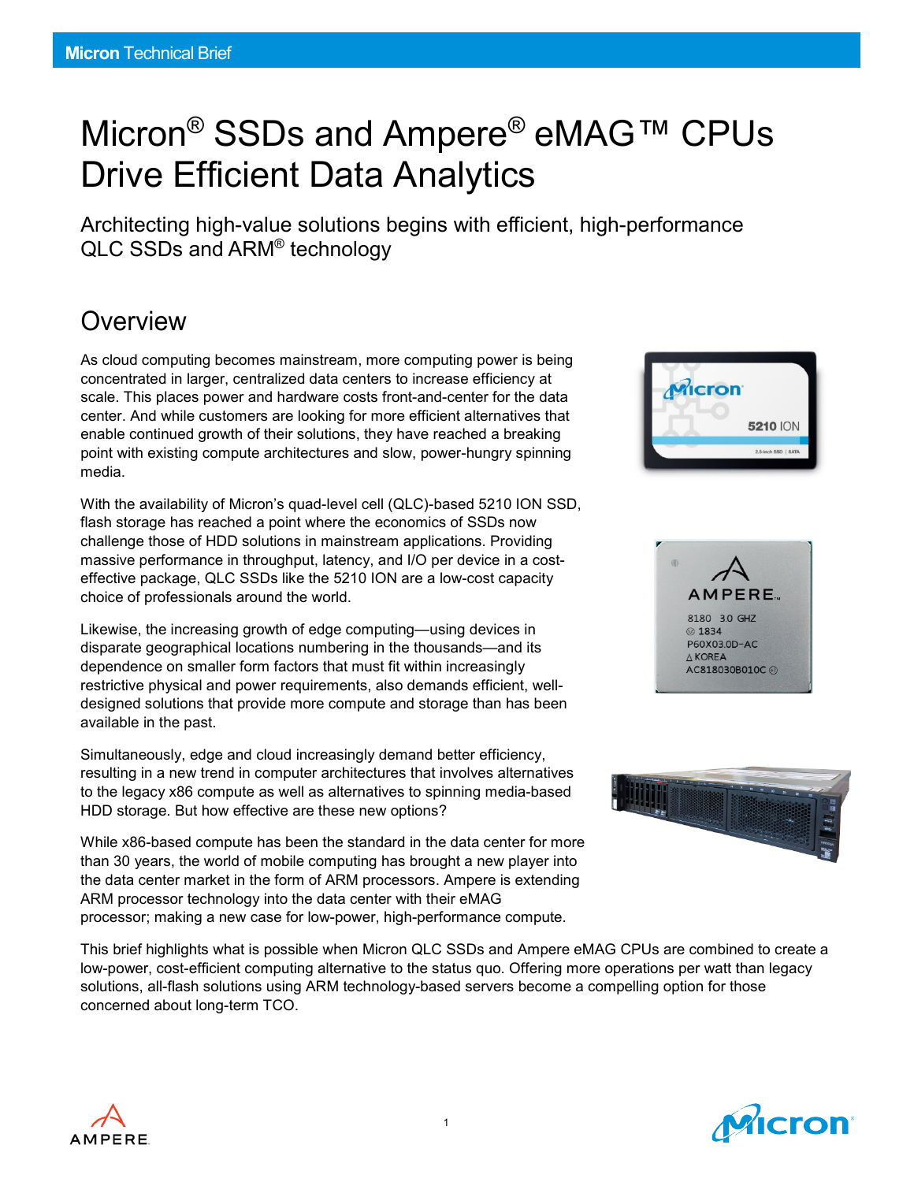# Micron® SSDs and Ampere® eMAG™ CPUs Drive Efficient Data Analytics

## Architecting high-value solutions begins with efficient, high-performance QLC SSDs and ARM® technology

## Overview

As cloud computing becomes mainstream, more computing power is being concentrated in larger, centralized data centers to increase efficiency at scale. This places power and hardware costs front-and-center for the data center. And while customers are looking for more efficient alternatives that enable continued growth of their solutions, they have reached a breaking point with existing compute architectures and slow, power-hungry spinning media.

With the availability of Micron's quad-level cell (QLC)-based 5210 ION SSD, flash storage has reached a point where the economics of SSDs now challenge those of HDD solutions in mainstream applications. Providing massive performance in throughput, latency, and I/O per device in a cost-effective package, QLC SSDs like the 5210 ION are a low-cost capacity choice of professionals around the world.

Likewise, the increasing growth of edge computing—using devices in disparate geographical locations numbering in the thousands—and its dependence on smaller form factors that must fit within increasingly restrictive physical and power requirements, also demands efficient, well-designed solutions that provide more compute and storage than has been available in the past.

Simultaneously, edge and cloud increasingly demand better efficiency, resulting in a new trend in computer architectures that involves alternatives to the legacy x86 compute as well as alternatives to spinning media-based HDD storage. But how effective are these new options?

While x86-based compute has been the standard in the data center for more than 30 years, the world of mobile computing has brought a new player into the data center market in the form of ARM processors. Ampere is extending ARM processor technology into the data center with their eMAG processor; making a new case for low-power, high-performance compute.

This brief highlights what is possible when Micron QLC SSDs and Ampere eMAG CPUs are combined to create a low-power, cost-efficient computing alternative to the status quo. Offering more operations per watt than legacy solutions, all-flash solutions using ARM technology-based servers become a compelling option for those concerned about long-term TCO.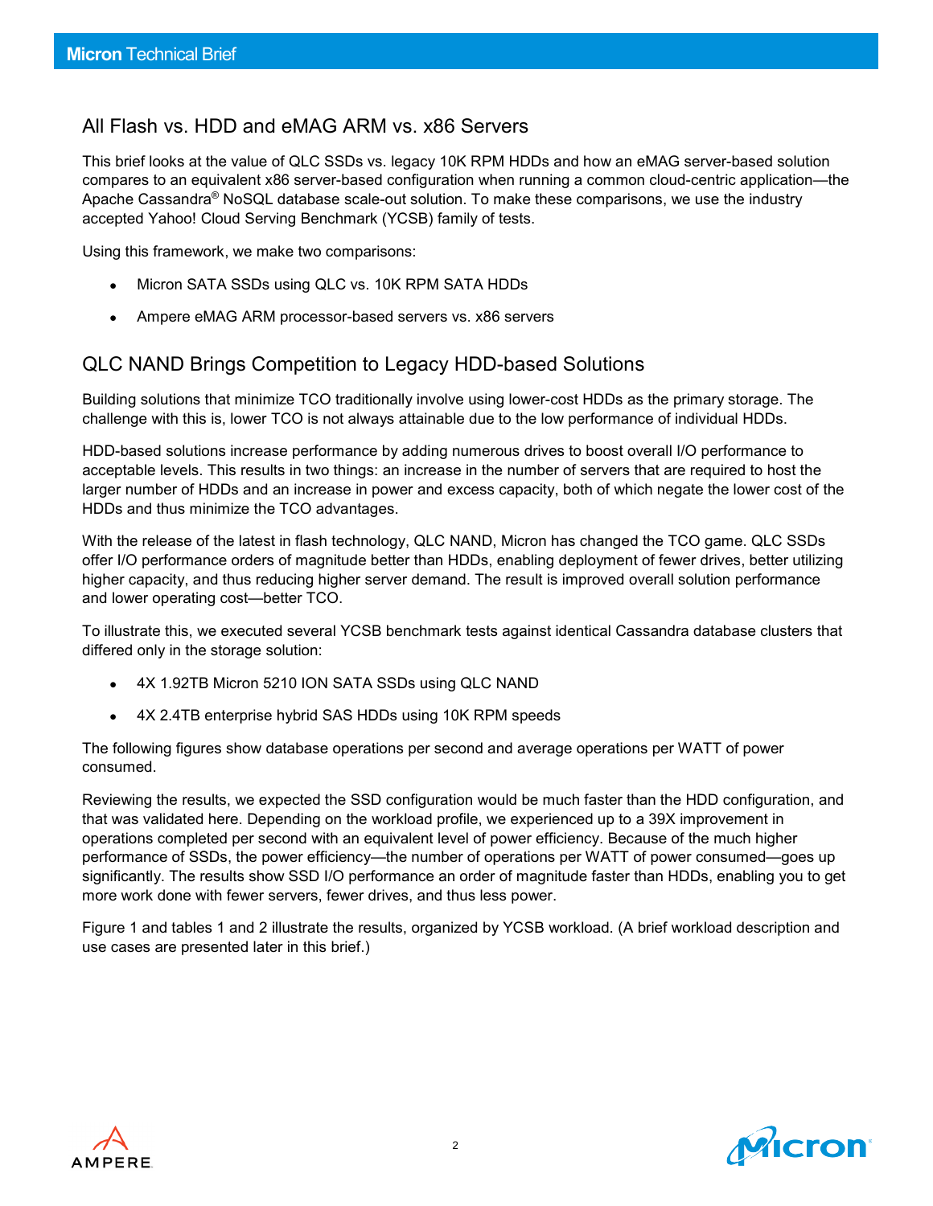## All Flash vs. HDD and eMAG ARM vs. x86 Servers

This brief looks at the value of QLC SSDs vs. legacy 10K RPM HDDs and how an eMAG server-based solution compares to an equivalent x86 server-based configuration when running a common cloud-centric application—the Apache Cassandra® NoSQL database scale-out solution. To make these comparisons, we use the industry accepted Yahoo! Cloud Serving Benchmark (YCSB) family of tests.

Using this framework, we make two comparisons:

- Micron SATA SSDs using QLC vs. 10K RPM SATA HDDs
- Ampere eMAG ARM processor-based servers vs. x86 servers

## QLC NAND Brings Competition to Legacy HDD-based Solutions

Building solutions that minimize TCO traditionally involve using lower-cost HDDs as the primary storage. The challenge with this is, lower TCO is not always attainable due to the low performance of individual HDDs.

HDD-based solutions increase performance by adding numerous drives to boost overall I/O performance to acceptable levels. This results in two things: an increase in the number of servers that are required to host the larger number of HDDs and an increase in power and excess capacity, both of which negate the lower cost of the HDDs and thus minimize the TCO advantages.

With the release of the latest in flash technology, QLC NAND, Micron has changed the TCO game. QLC SSDs offer I/O performance orders of magnitude better than HDDs, enabling deployment of fewer drives, better utilizing higher capacity, and thus reducing higher server demand. The result is improved overall solution performance and lower operating cost—better TCO.

To illustrate this, we executed several YCSB benchmark tests against identical Cassandra database clusters that differed only in the storage solution:

- 4X 1.92TB Micron 5210 ION SATA SSDs using QLC NAND
- 4X 2.4TB enterprise hybrid SAS HDDs using 10K RPM speeds

The following figures show database operations per second and average operations per WATT of power consumed.

Reviewing the results, we expected the SSD configuration would be much faster than the HDD configuration, and that was validated here. Depending on the workload profile, we experienced up to a 39X improvement in operations completed per second with an equivalent level of power efficiency. Because of the much higher performance of SSDs, the power efficiency—the number of operations per WATT of power consumed—goes up significantly. The results show SSD I/O performance an order of magnitude faster than HDDs, enabling you to get more work done with fewer servers, fewer drives, and thus less power.

Figure 1 and tables 1 and 2 illustrate the results, organized by YCSB workload. (A brief workload description and use cases are presented later in this brief.)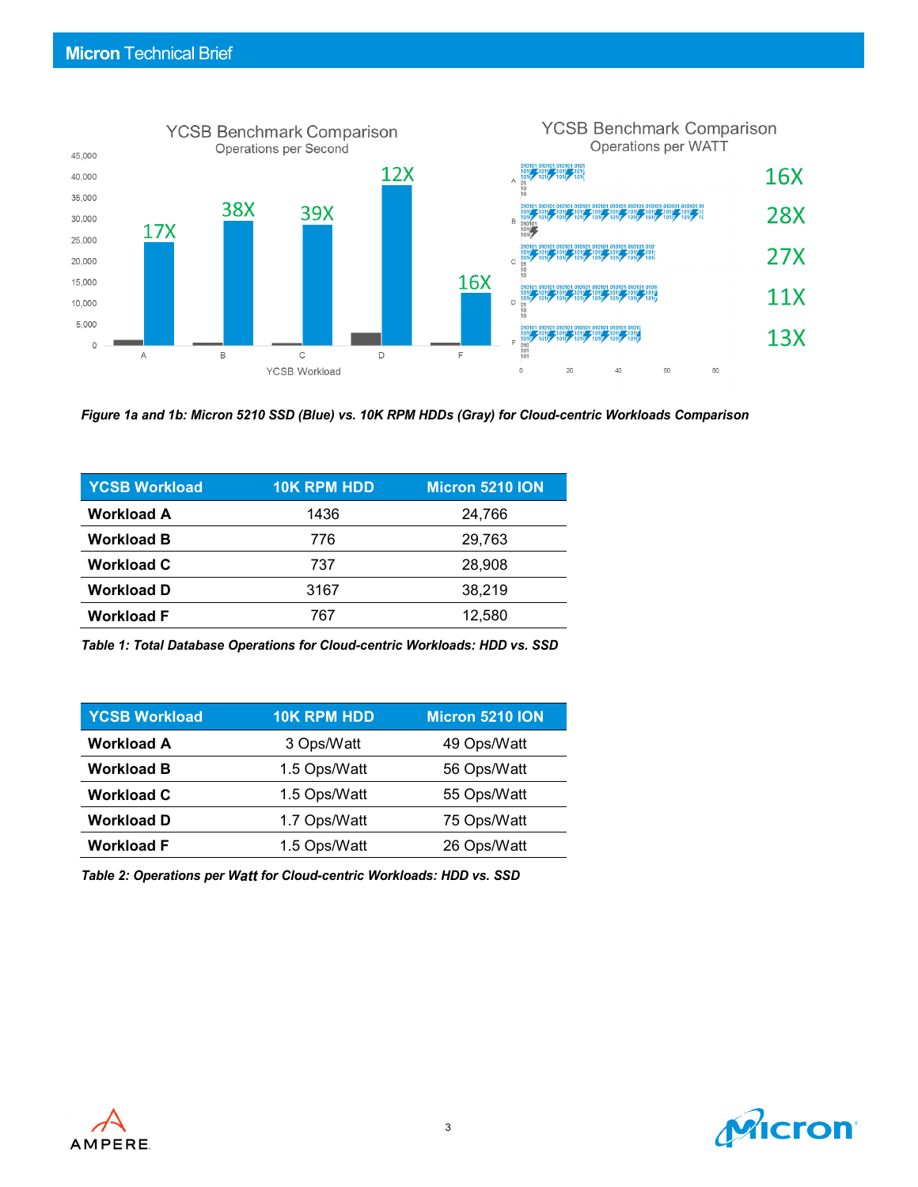*Figure 1a and 1b: Micron 5210 SSD (Blue) vs. 10K RPM HDDs (Gray) for Cloud-centric Workloads Comparison*

| YCSB Workload | 10K RPM HDD | Micron 5210 ION |
|---|---|---|
| **Workload A** | 1436 | 24,766 |
| **Workload B** | 776 | 29,763 |
| **Workload C** | 737 | 28,908 |
| **Workload D** | 3167 | 38,219 |
| **Workload F** | 767 | 12,580 |

*Table 1: Total Database Operations for Cloud-centric Workloads: HDD vs. SSD*

| YCSB Workload | 10K RPM HDD | Micron 5210 ION |
|---|---|---|
| **Workload A** | 3 Ops/Watt | 49 Ops/Watt |
| **Workload B** | 1.5 Ops/Watt | 56 Ops/Watt |
| **Workload C** | 1.5 Ops/Watt | 55 Ops/Watt |
| **Workload D** | 1.7 Ops/Watt | 75 Ops/Watt |
| **Workload F** | 1.5 Ops/Watt | 26 Ops/Watt |

*Table 2: Operations per Watt for Cloud-centric Workloads: HDD vs. SSD*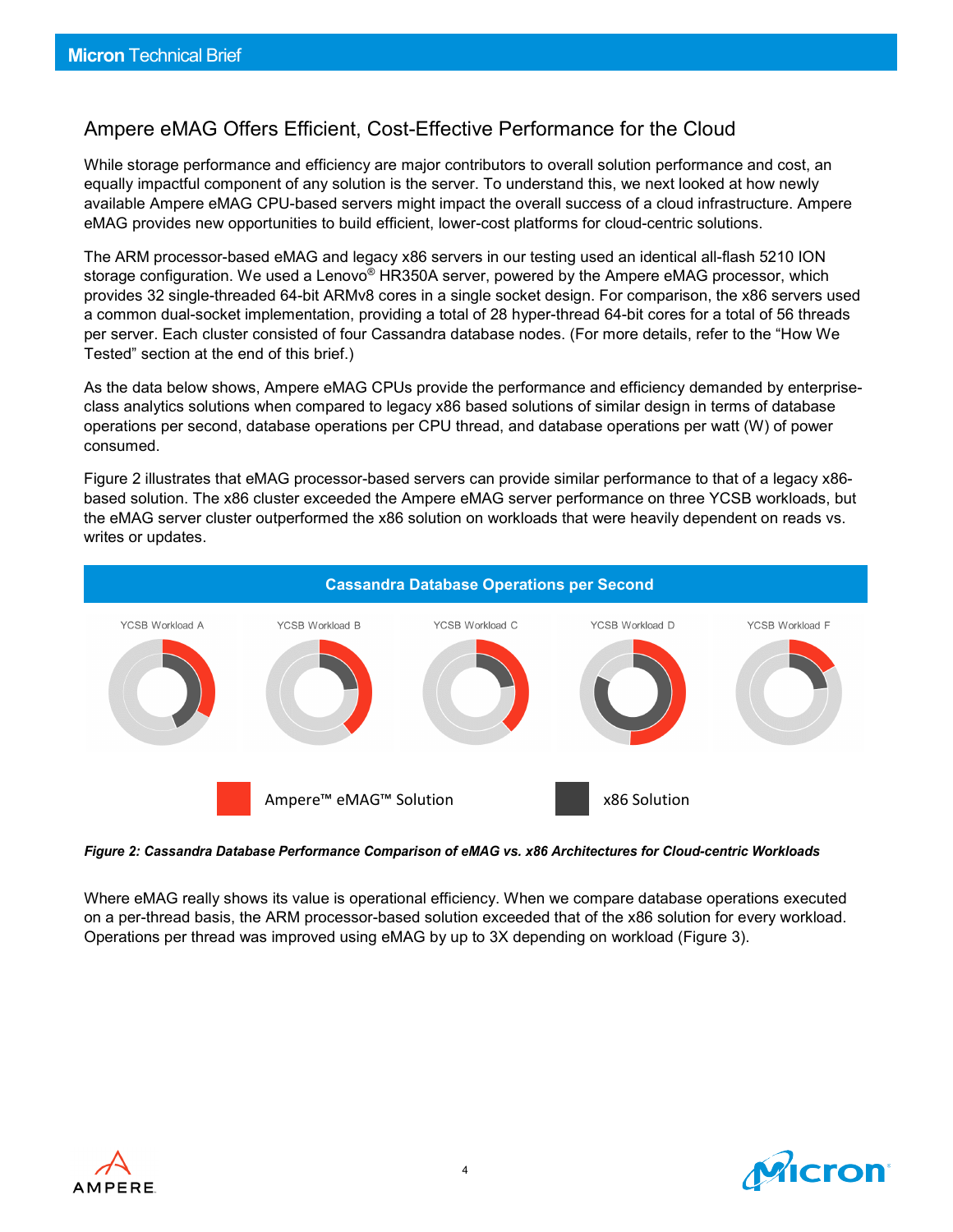## Ampere eMAG Offers Efficient, Cost-Effective Performance for the Cloud

While storage performance and efficiency are major contributors to overall solution performance and cost, an equally impactful component of any solution is the server. To understand this, we next looked at how newly available Ampere eMAG CPU-based servers might impact the overall success of a cloud infrastructure. Ampere eMAG provides new opportunities to build efficient, lower-cost platforms for cloud-centric solutions.

The ARM processor-based eMAG and legacy x86 servers in our testing used an identical all-flash 5210 ION storage configuration. We used a Lenovo® HR350A server, powered by the Ampere eMAG processor, which provides 32 single-threaded 64-bit ARMv8 cores in a single socket design. For comparison, the x86 servers used a common dual-socket implementation, providing a total of 28 hyper-thread 64-bit cores for a total of 56 threads per server. Each cluster consisted of four Cassandra database nodes. (For more details, refer to the "How We Tested" section at the end of this brief.)

As the data below shows, Ampere eMAG CPUs provide the performance and efficiency demanded by enterprise-class analytics solutions when compared to legacy x86 based solutions of similar design in terms of database operations per second, database operations per CPU thread, and database operations per watt (W) of power consumed.

Figure 2 illustrates that eMAG processor-based servers can provide similar performance to that of a legacy x86-based solution. The x86 cluster exceeded the Ampere eMAG server performance on three YCSB workloads, but the eMAG server cluster outperformed the x86 solution on workloads that were heavily dependent on reads vs. writes or updates.

**Cassandra Database Operations per Second**

YCSB Workload A | YCSB Workload B | YCSB Workload C | YCSB Workload D | YCSB Workload F

Ampere™ eMAG™ Solution | x86 Solution

*Figure 2: Cassandra Database Performance Comparison of eMAG vs. x86 Architectures for Cloud-centric Workloads*

Where eMAG really shows its value is operational efficiency. When we compare database operations executed on a per-thread basis, the ARM processor-based solution exceeded that of the x86 solution for every workload. Operations per thread was improved using eMAG by up to 3X depending on workload (Figure 3).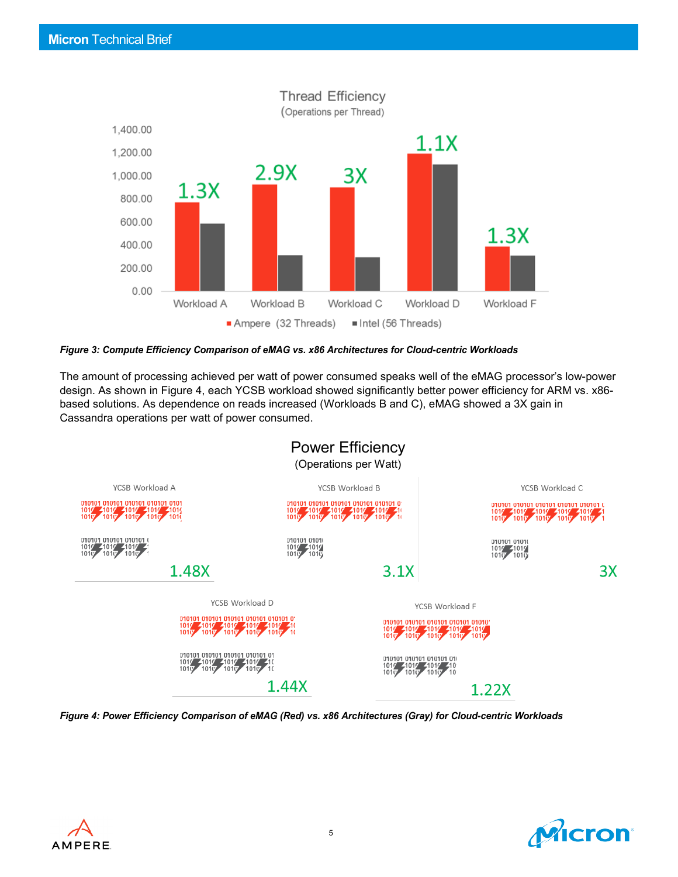**Thread Efficiency**
(Operations per Thread)

| | Ampere (32 Threads) | Intel (56 Threads) | Ratio |
|---|---|---|---|
| Workload A | | | 1.3X |
| Workload B | | | 2.9X |
| Workload C | | | 3X |
| Workload D | | | 1.1X |
| Workload F | | | 1.3X |

*Figure 3: Compute Efficiency Comparison of eMAG vs. x86 Architectures for Cloud-centric Workloads*

The amount of processing achieved per watt of power consumed speaks well of the eMAG processor's low-power design. As shown in Figure 4, each YCSB workload showed significantly better power efficiency for ARM vs. x86-based solutions. As dependence on reads increased (Workloads B and C), eMAG showed a 3X gain in Cassandra operations per watt of power consumed.

**Power Efficiency**
(Operations per Watt)

| Workload | Ratio |
|---|---|
| YCSB Workload A | 1.48X |
| YCSB Workload B | 3.1X |
| YCSB Workload C | 3X |
| YCSB Workload D | 1.44X |
| YCSB Workload F | 1.22X |

*Figure 4: Power Efficiency Comparison of eMAG (Red) vs. x86 Architectures (Gray) for Cloud-centric Workloads*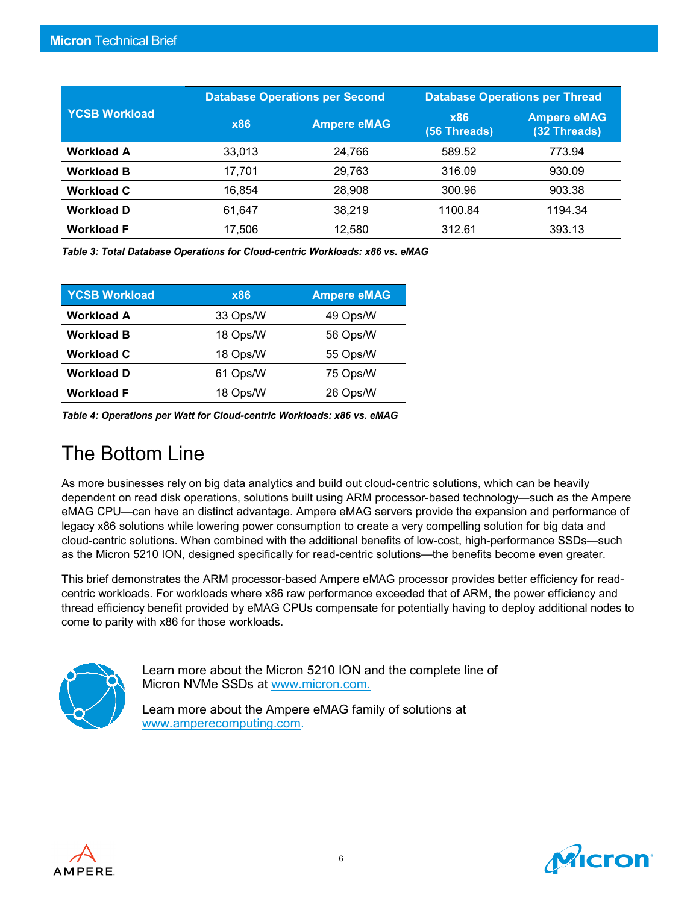| YCSB Workload | Database Operations per Second | | Database Operations per Thread | |
|---|---|---|---|---|
| | x86 | Ampere eMAG | x86 (56 Threads) | Ampere eMAG (32 Threads) |
| **Workload A** | 33,013 | 24,766 | 589.52 | 773.94 |
| **Workload B** | 17,701 | 29,763 | 316.09 | 930.09 |
| **Workload C** | 16,854 | 28,908 | 300.96 | 903.38 |
| **Workload D** | 61,647 | 38,219 | 1100.84 | 1194.34 |
| **Workload F** | 17,506 | 12,580 | 312.61 | 393.13 |

***Table 3: Total Database Operations for Cloud-centric Workloads: x86 vs. eMAG***

| YCSB Workload | x86 | Ampere eMAG |
|---|---|---|
| **Workload A** | 33 Ops/W | 49 Ops/W |
| **Workload B** | 18 Ops/W | 56 Ops/W |
| **Workload C** | 18 Ops/W | 55 Ops/W |
| **Workload D** | 61 Ops/W | 75 Ops/W |
| **Workload F** | 18 Ops/W | 26 Ops/W |

***Table 4: Operations per Watt for Cloud-centric Workloads: x86 vs. eMAG***

# The Bottom Line

As more businesses rely on big data analytics and build out cloud-centric solutions, which can be heavily dependent on read disk operations, solutions built using ARM processor-based technology—such as the Ampere eMAG CPU—can have an distinct advantage. Ampere eMAG servers provide the expansion and performance of legacy x86 solutions while lowering power consumption to create a very compelling solution for big data and cloud-centric solutions. When combined with the additional benefits of low-cost, high-performance SSDs—such as the Micron 5210 ION, designed specifically for read-centric solutions—the benefits become even greater.

This brief demonstrates the ARM processor-based Ampere eMAG processor provides better efficiency for read-centric workloads. For workloads where x86 raw performance exceeded that of ARM, the power efficiency and thread efficiency benefit provided by eMAG CPUs compensate for potentially having to deploy additional nodes to come to parity with x86 for those workloads.

Learn more about the Micron 5210 ION and the complete line of Micron NVMe SSDs at [www.micron.com.](www.micron.com)

Learn more about the Ampere eMAG family of solutions at [www.amperecomputing.com](www.amperecomputing.com).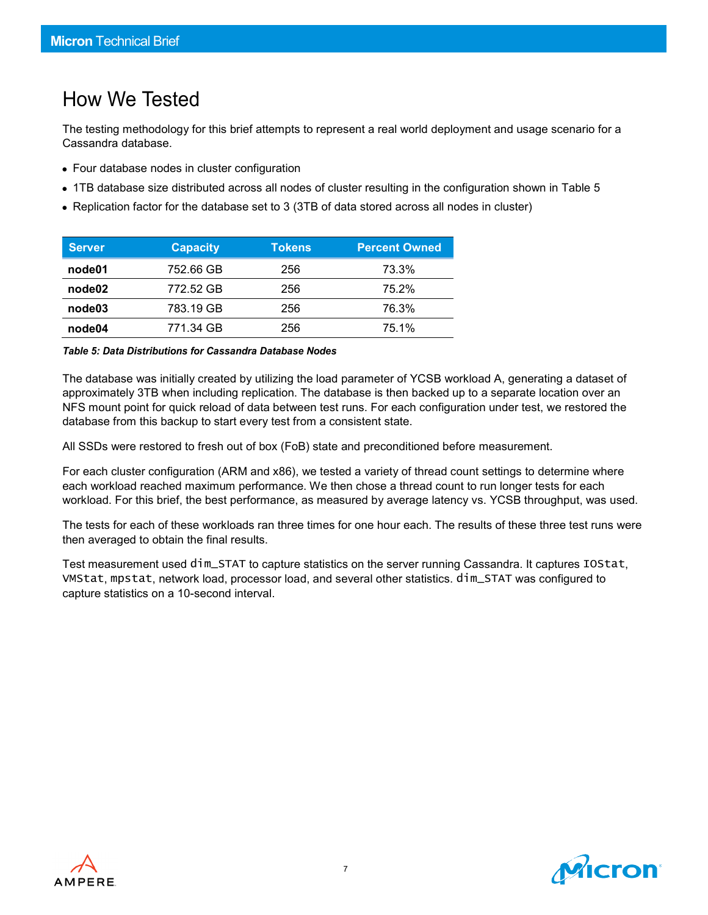# How We Tested

The testing methodology for this brief attempts to represent a real world deployment and usage scenario for a Cassandra database.

- Four database nodes in cluster configuration
- 1TB database size distributed across all nodes of cluster resulting in the configuration shown in Table 5
- Replication factor for the database set to 3 (3TB of data stored across all nodes in cluster)

| Server | Capacity | Tokens | Percent Owned |
|---|---|---|---|
| **node01** | 752.66 GB | 256 | 73.3% |
| **node02** | 772.52 GB | 256 | 75.2% |
| **node03** | 783.19 GB | 256 | 76.3% |
| **node04** | 771.34 GB | 256 | 75.1% |

***Table 5: Data Distributions for Cassandra Database Nodes***

The database was initially created by utilizing the load parameter of YCSB workload A, generating a dataset of approximately 3TB when including replication. The database is then backed up to a separate location over an NFS mount point for quick reload of data between test runs. For each configuration under test, we restored the database from this backup to start every test from a consistent state.

All SSDs were restored to fresh out of box (FoB) state and preconditioned before measurement.

For each cluster configuration (ARM and x86), we tested a variety of thread count settings to determine where each workload reached maximum performance. We then chose a thread count to run longer tests for each workload. For this brief, the best performance, as measured by average latency vs. YCSB throughput, was used.

The tests for each of these workloads ran three times for one hour each. The results of these three test runs were then averaged to obtain the final results.

Test measurement used `dim_STAT` to capture statistics on the server running Cassandra. It captures `IOStat`, `VMStat`, `mpstat`, network load, processor load, and several other statistics. `dim_STAT` was configured to capture statistics on a 10-second interval.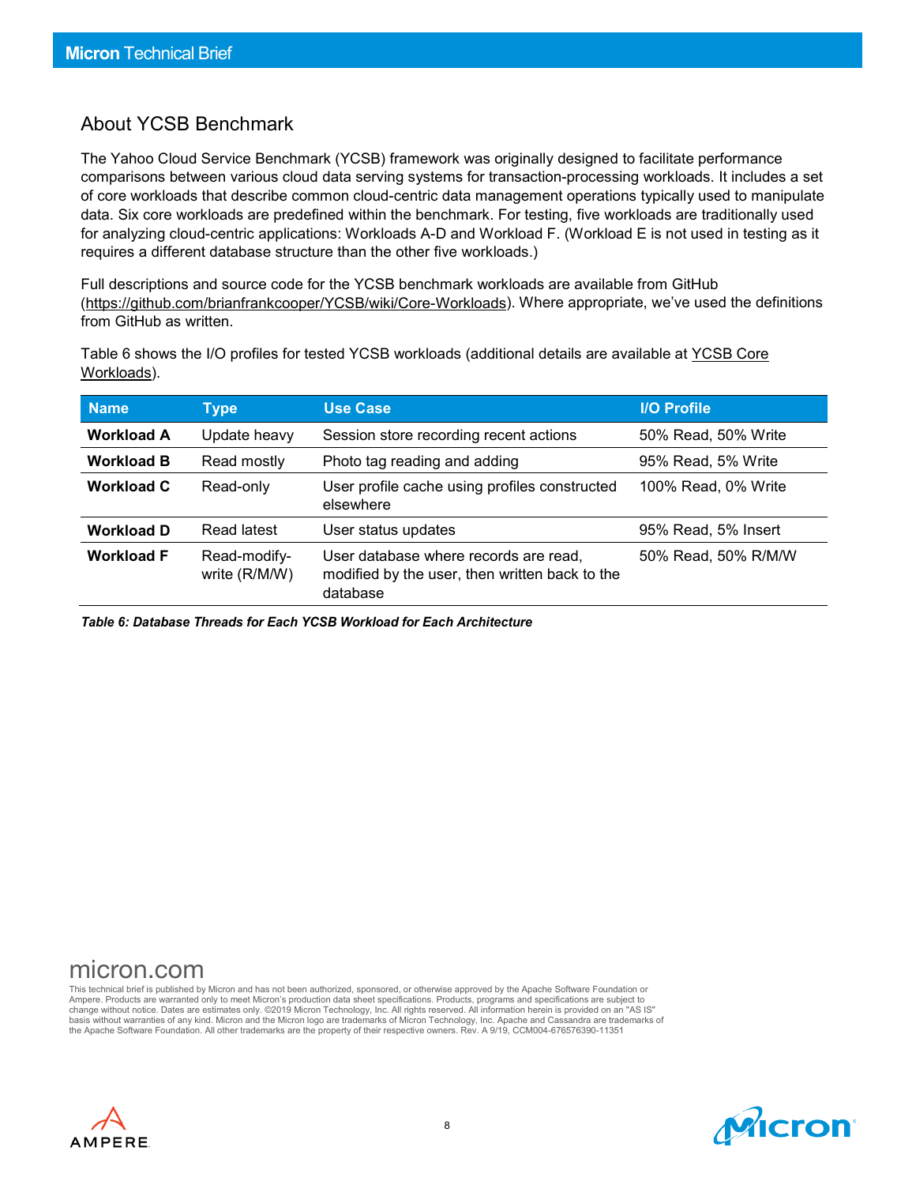## About YCSB Benchmark

The Yahoo Cloud Service Benchmark (YCSB) framework was originally designed to facilitate performance comparisons between various cloud data serving systems for transaction-processing workloads. It includes a set of core workloads that describe common cloud-centric data management operations typically used to manipulate data. Six core workloads are predefined within the benchmark. For testing, five workloads are traditionally used for analyzing cloud-centric applications: Workloads A-D and Workload F. (Workload E is not used in testing as it requires a different database structure than the other five workloads.)

Full descriptions and source code for the YCSB benchmark workloads are available from GitHub (https://github.com/brianfrankcooper/YCSB/wiki/Core-Workloads). Where appropriate, we've used the definitions from GitHub as written.

Table 6 shows the I/O profiles for tested YCSB workloads (additional details are available at YCSB Core Workloads).

| Name | Type | Use Case | I/O Profile |
|---|---|---|---|
| **Workload A** | Update heavy | Session store recording recent actions | 50% Read, 50% Write |
| **Workload B** | Read mostly | Photo tag reading and adding | 95% Read, 5% Write |
| **Workload C** | Read-only | User profile cache using profiles constructed elsewhere | 100% Read, 0% Write |
| **Workload D** | Read latest | User status updates | 95% Read, 5% Insert |
| **Workload F** | Read-modify-write (R/M/W) | User database where records are read, modified by the user, then written back to the database | 50% Read, 50% R/M/W |

***Table 6: Database Threads for Each YCSB Workload for Each Architecture***

micron.com

This technical brief is published by Micron and has not been authorized, sponsored, or otherwise approved by the Apache Software Foundation or Ampere. Products are warranted only to meet Micron's production data sheet specifications. Products, programs and specifications are subject to change without notice. Dates are estimates only. ©2019 Micron Technology, Inc. All rights reserved. All information herein is provided on an "AS IS" basis without warranties of any kind. Micron and the Micron logo are trademarks of Micron Technology, Inc. Apache and Cassandra are trademarks of the Apache Software Foundation. All other trademarks are the property of their respective owners. Rev. A 9/19, CCM004-676576390-11351